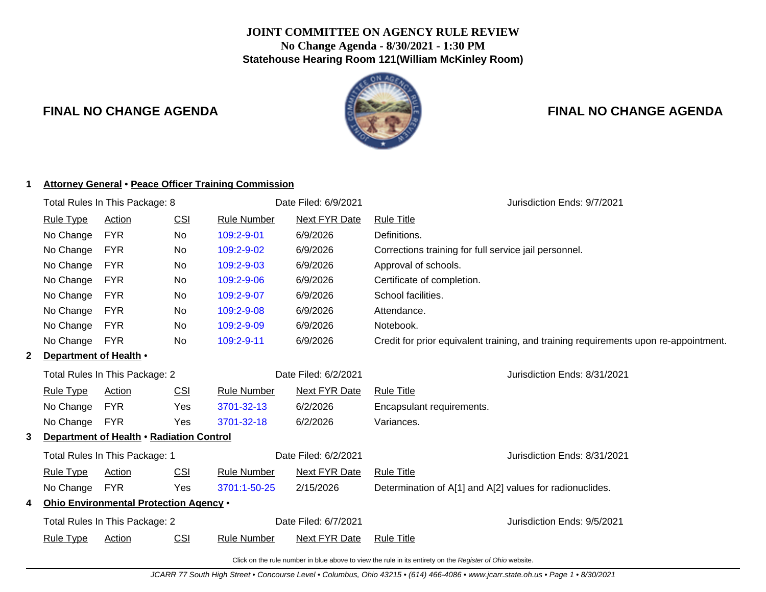# JOINT COMMITTEE ON AGENCY RULE REVIEW

**No Change Agenda - 8/30/2021 - 1:30 PM**

**Statehouse Hearing Room 121(William McKinley Room)**

**FINAL NO CHANGE AGENDA** **FINAL NO CHANGE AGENDA**

## 1 Attorney General • Peace Officer Training Commission

Total Rules In This Package: 8 Date Filed: 6/9/2021 Jurisdiction Ends: 9/7/2021

| Rule Type | Action | CSI | Rule Number | Next FYR Date | Rule Title |
|---|---|---|---|---|---|
| No Change | FYR | No | 109:2-9-01 | 6/9/2026 | Definitions. |
| No Change | FYR | No | 109:2-9-02 | 6/9/2026 | Corrections training for full service jail personnel. |
| No Change | FYR | No | 109:2-9-03 | 6/9/2026 | Approval of schools. |
| No Change | FYR | No | 109:2-9-06 | 6/9/2026 | Certificate of completion. |
| No Change | FYR | No | 109:2-9-07 | 6/9/2026 | School facilities. |
| No Change | FYR | No | 109:2-9-08 | 6/9/2026 | Attendance. |
| No Change | FYR | No | 109:2-9-09 | 6/9/2026 | Notebook. |
| No Change | FYR | No | 109:2-9-11 | 6/9/2026 | Credit for prior equivalent training, and training requirements upon re-appointment. |

## 2 Department of Health •

Total Rules In This Package: 2 Date Filed: 6/2/2021 Jurisdiction Ends: 8/31/2021

| Rule Type | Action | CSI | Rule Number | Next FYR Date | Rule Title |
|---|---|---|---|---|---|
| No Change | FYR | Yes | 3701-32-13 | 6/2/2026 | Encapsulant requirements. |
| No Change | FYR | Yes | 3701-32-18 | 6/2/2026 | Variances. |

## 3 Department of Health • Radiation Control

Total Rules In This Package: 1 Date Filed: 6/2/2021 Jurisdiction Ends: 8/31/2021

| Rule Type | Action | CSI | Rule Number | Next FYR Date | Rule Title |
|---|---|---|---|---|---|
| No Change | FYR | Yes | 3701:1-50-25 | 2/15/2026 | Determination of A[1] and A[2] values for radionuclides. |

## 4 Ohio Environmental Protection Agency •

Total Rules In This Package: 2 Date Filed: 6/7/2021 Jurisdiction Ends: 9/5/2021

| Rule Type | Action | CSI | Rule Number | Next FYR Date | Rule Title |
|---|---|---|---|---|---|

Click on the rule number in blue above to view the rule in its entirety on the *Register of Ohio* website.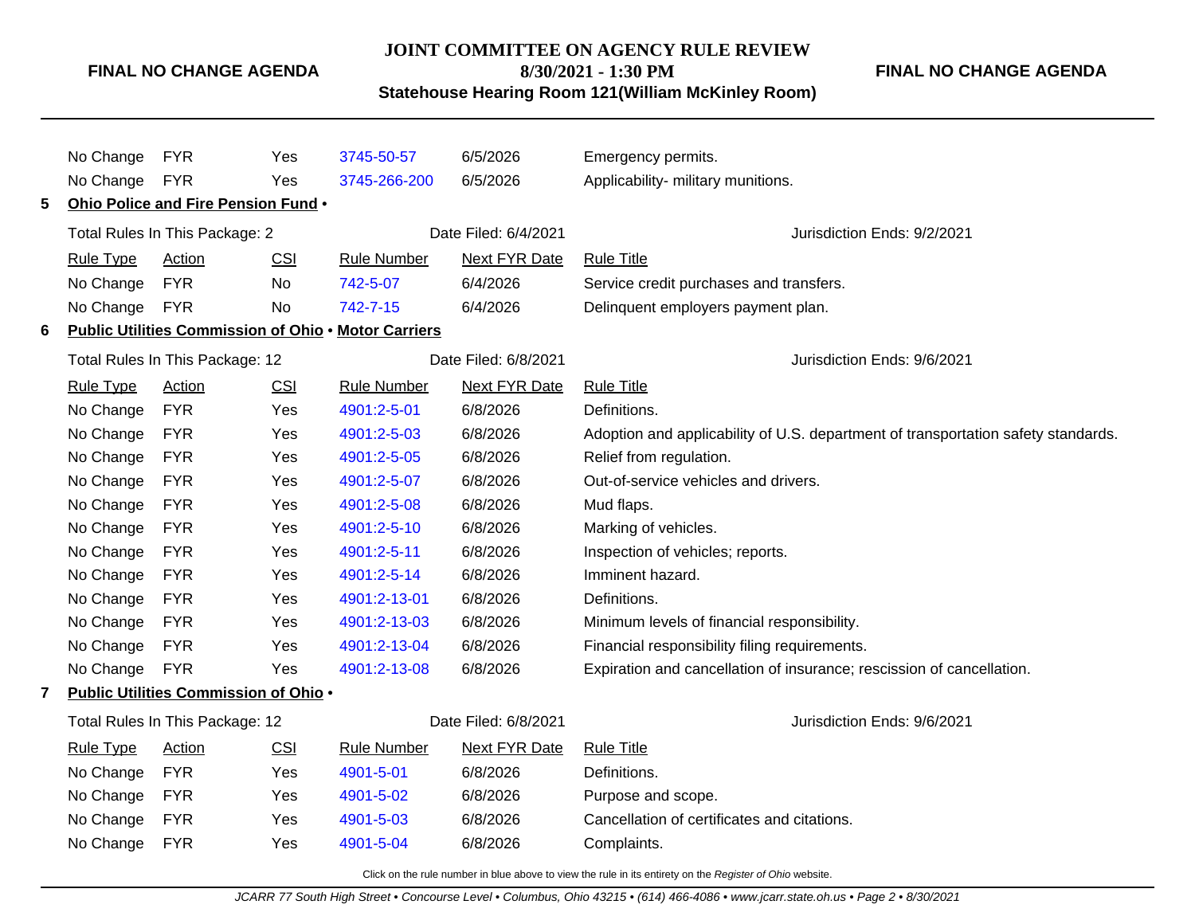| Rule Type | Action | CSI | Rule Number | Next FYR Date | Rule Title |
|---|---|---|---|---|---|
| No Change | FYR | Yes | 3745-50-57 | 6/5/2026 | Emergency permits. |
| No Change | FYR | Yes | 3745-266-200 | 6/5/2026 | Applicability- military munitions. |

**5 Ohio Police and Fire Pension Fund •**

Total Rules In This Package: 2 | Date Filed: 6/4/2021 | Jurisdiction Ends: 9/2/2021

| Rule Type | Action | CSI | Rule Number | Next FYR Date | Rule Title |
|---|---|---|---|---|---|
| No Change | FYR | No | 742-5-07 | 6/4/2026 | Service credit purchases and transfers. |
| No Change | FYR | No | 742-7-15 | 6/4/2026 | Delinquent employers payment plan. |

**6 Public Utilities Commission of Ohio • Motor Carriers**

Total Rules In This Package: 12 | Date Filed: 6/8/2021 | Jurisdiction Ends: 9/6/2021

| Rule Type | Action | CSI | Rule Number | Next FYR Date | Rule Title |
|---|---|---|---|---|---|
| No Change | FYR | Yes | 4901:2-5-01 | 6/8/2026 | Definitions. |
| No Change | FYR | Yes | 4901:2-5-03 | 6/8/2026 | Adoption and applicability of U.S. department of transportation safety standards. |
| No Change | FYR | Yes | 4901:2-5-05 | 6/8/2026 | Relief from regulation. |
| No Change | FYR | Yes | 4901:2-5-07 | 6/8/2026 | Out-of-service vehicles and drivers. |
| No Change | FYR | Yes | 4901:2-5-08 | 6/8/2026 | Mud flaps. |
| No Change | FYR | Yes | 4901:2-5-10 | 6/8/2026 | Marking of vehicles. |
| No Change | FYR | Yes | 4901:2-5-11 | 6/8/2026 | Inspection of vehicles; reports. |
| No Change | FYR | Yes | 4901:2-5-14 | 6/8/2026 | Imminent hazard. |
| No Change | FYR | Yes | 4901:2-13-01 | 6/8/2026 | Definitions. |
| No Change | FYR | Yes | 4901:2-13-03 | 6/8/2026 | Minimum levels of financial responsibility. |
| No Change | FYR | Yes | 4901:2-13-04 | 6/8/2026 | Financial responsibility filing requirements. |
| No Change | FYR | Yes | 4901:2-13-08 | 6/8/2026 | Expiration and cancellation of insurance; rescission of cancellation. |

**7 Public Utilities Commission of Ohio •**

Total Rules In This Package: 12 | Date Filed: 6/8/2021 | Jurisdiction Ends: 9/6/2021

| Rule Type | Action | CSI | Rule Number | Next FYR Date | Rule Title |
|---|---|---|---|---|---|
| No Change | FYR | Yes | 4901-5-01 | 6/8/2026 | Definitions. |
| No Change | FYR | Yes | 4901-5-02 | 6/8/2026 | Purpose and scope. |
| No Change | FYR | Yes | 4901-5-03 | 6/8/2026 | Cancellation of certificates and citations. |
| No Change | FYR | Yes | 4901-5-04 | 6/8/2026 | Complaints. |

Click on the rule number in blue above to view the rule in its entirety on the *Register of Ohio* website.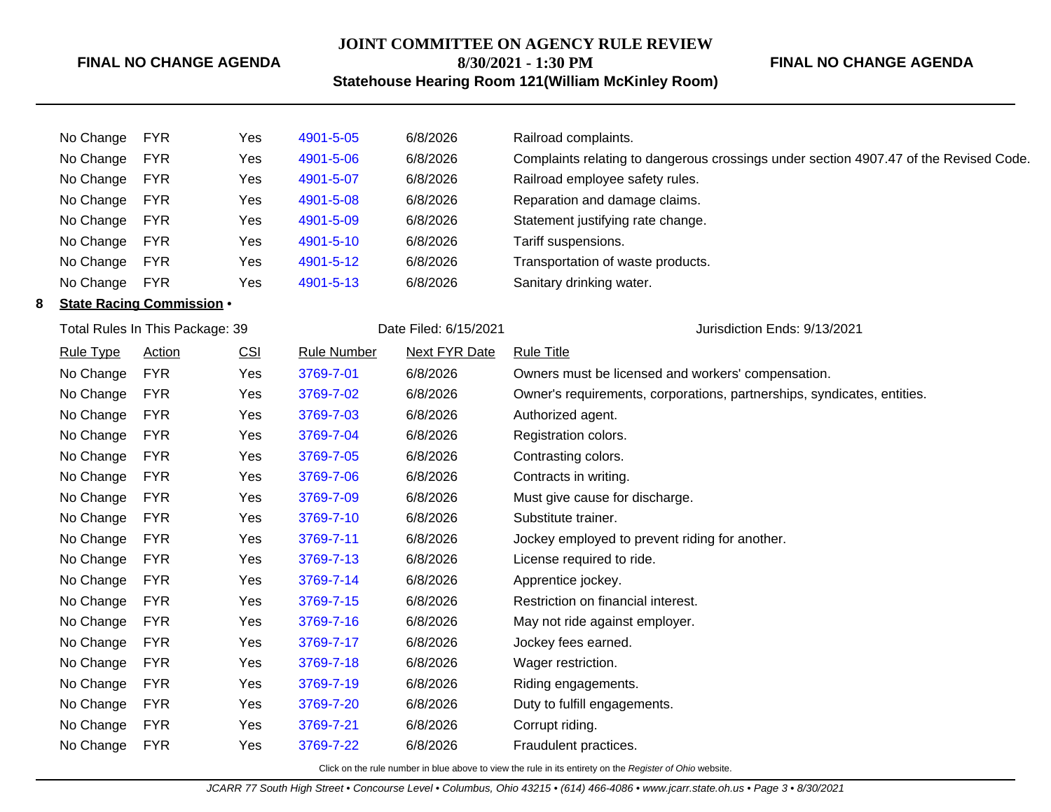| Rule Type | Action | CSI | Rule Number | Next FYR Date | Rule Title |
|---|---|---|---|---|---|
| No Change | FYR | Yes | 4901-5-05 | 6/8/2026 | Railroad complaints. |
| No Change | FYR | Yes | 4901-5-06 | 6/8/2026 | Complaints relating to dangerous crossings under section 4907.47 of the Revised Code. |
| No Change | FYR | Yes | 4901-5-07 | 6/8/2026 | Railroad employee safety rules. |
| No Change | FYR | Yes | 4901-5-08 | 6/8/2026 | Reparation and damage claims. |
| No Change | FYR | Yes | 4901-5-09 | 6/8/2026 | Statement justifying rate change. |
| No Change | FYR | Yes | 4901-5-10 | 6/8/2026 | Tariff suspensions. |
| No Change | FYR | Yes | 4901-5-12 | 6/8/2026 | Transportation of waste products. |
| No Change | FYR | Yes | 4901-5-13 | 6/8/2026 | Sanitary drinking water. |

**8 State Racing Commission •**

Total Rules In This Package: 39 | Date Filed: 6/15/2021 | Jurisdiction Ends: 9/13/2021

| Rule Type | Action | CSI | Rule Number | Next FYR Date | Rule Title |
|---|---|---|---|---|---|
| No Change | FYR | Yes | 3769-7-01 | 6/8/2026 | Owners must be licensed and workers' compensation. |
| No Change | FYR | Yes | 3769-7-02 | 6/8/2026 | Owner's requirements, corporations, partnerships, syndicates, entities. |
| No Change | FYR | Yes | 3769-7-03 | 6/8/2026 | Authorized agent. |
| No Change | FYR | Yes | 3769-7-04 | 6/8/2026 | Registration colors. |
| No Change | FYR | Yes | 3769-7-05 | 6/8/2026 | Contrasting colors. |
| No Change | FYR | Yes | 3769-7-06 | 6/8/2026 | Contracts in writing. |
| No Change | FYR | Yes | 3769-7-09 | 6/8/2026 | Must give cause for discharge. |
| No Change | FYR | Yes | 3769-7-10 | 6/8/2026 | Substitute trainer. |
| No Change | FYR | Yes | 3769-7-11 | 6/8/2026 | Jockey employed to prevent riding for another. |
| No Change | FYR | Yes | 3769-7-13 | 6/8/2026 | License required to ride. |
| No Change | FYR | Yes | 3769-7-14 | 6/8/2026 | Apprentice jockey. |
| No Change | FYR | Yes | 3769-7-15 | 6/8/2026 | Restriction on financial interest. |
| No Change | FYR | Yes | 3769-7-16 | 6/8/2026 | May not ride against employer. |
| No Change | FYR | Yes | 3769-7-17 | 6/8/2026 | Jockey fees earned. |
| No Change | FYR | Yes | 3769-7-18 | 6/8/2026 | Wager restriction. |
| No Change | FYR | Yes | 3769-7-19 | 6/8/2026 | Riding engagements. |
| No Change | FYR | Yes | 3769-7-20 | 6/8/2026 | Duty to fulfill engagements. |
| No Change | FYR | Yes | 3769-7-21 | 6/8/2026 | Corrupt riding. |
| No Change | FYR | Yes | 3769-7-22 | 6/8/2026 | Fraudulent practices. |

Click on the rule number in blue above to view the rule in its entirety on the *Register of Ohio* website.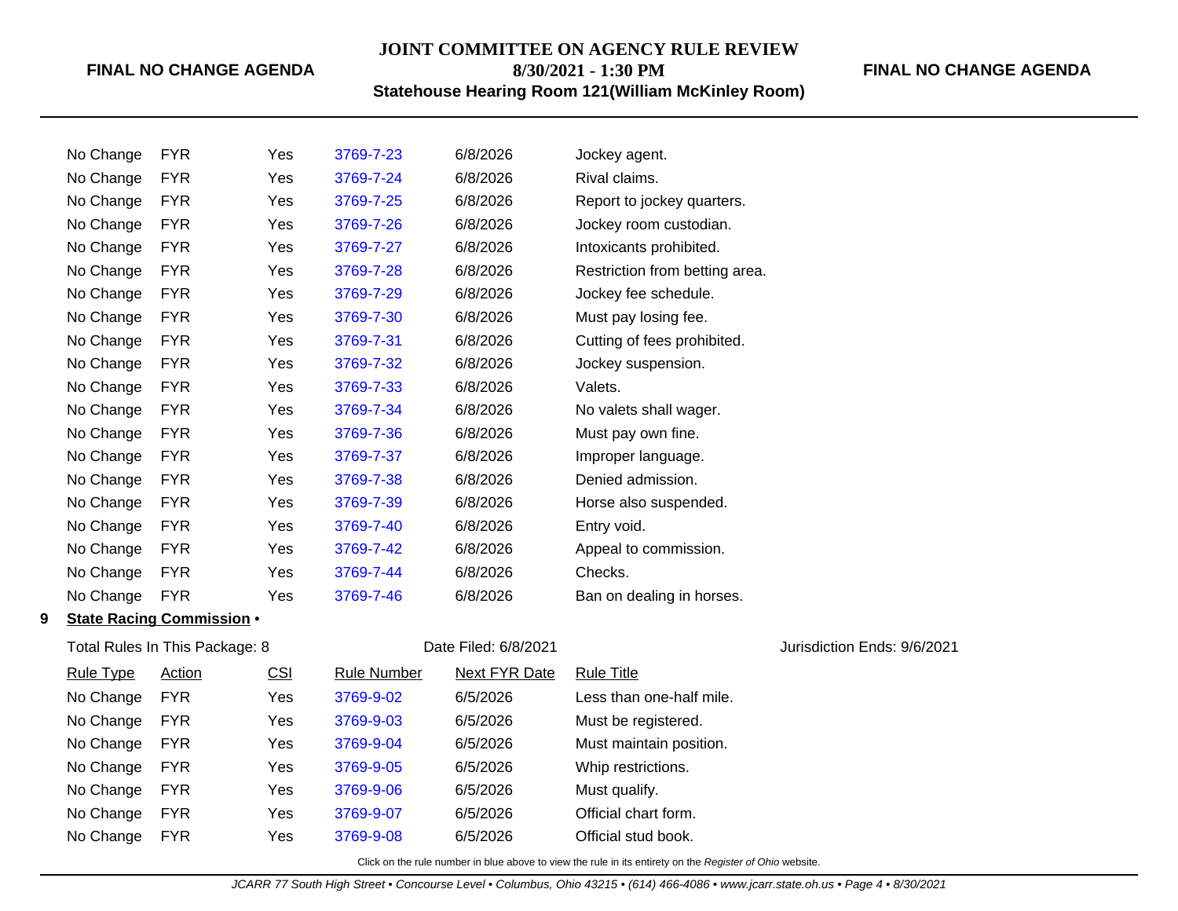| Rule Type | Action | CSI | Rule Number | Next FYR Date | Rule Title |
|---|---|---|---|---|---|
| No Change | FYR | Yes | 3769-7-23 | 6/8/2026 | Jockey agent. |
| No Change | FYR | Yes | 3769-7-24 | 6/8/2026 | Rival claims. |
| No Change | FYR | Yes | 3769-7-25 | 6/8/2026 | Report to jockey quarters. |
| No Change | FYR | Yes | 3769-7-26 | 6/8/2026 | Jockey room custodian. |
| No Change | FYR | Yes | 3769-7-27 | 6/8/2026 | Intoxicants prohibited. |
| No Change | FYR | Yes | 3769-7-28 | 6/8/2026 | Restriction from betting area. |
| No Change | FYR | Yes | 3769-7-29 | 6/8/2026 | Jockey fee schedule. |
| No Change | FYR | Yes | 3769-7-30 | 6/8/2026 | Must pay losing fee. |
| No Change | FYR | Yes | 3769-7-31 | 6/8/2026 | Cutting of fees prohibited. |
| No Change | FYR | Yes | 3769-7-32 | 6/8/2026 | Jockey suspension. |
| No Change | FYR | Yes | 3769-7-33 | 6/8/2026 | Valets. |
| No Change | FYR | Yes | 3769-7-34 | 6/8/2026 | No valets shall wager. |
| No Change | FYR | Yes | 3769-7-36 | 6/8/2026 | Must pay own fine. |
| No Change | FYR | Yes | 3769-7-37 | 6/8/2026 | Improper language. |
| No Change | FYR | Yes | 3769-7-38 | 6/8/2026 | Denied admission. |
| No Change | FYR | Yes | 3769-7-39 | 6/8/2026 | Horse also suspended. |
| No Change | FYR | Yes | 3769-7-40 | 6/8/2026 | Entry void. |
| No Change | FYR | Yes | 3769-7-42 | 6/8/2026 | Appeal to commission. |
| No Change | FYR | Yes | 3769-7-44 | 6/8/2026 | Checks. |
| No Change | FYR | Yes | 3769-7-46 | 6/8/2026 | Ban on dealing in horses. |

**9 State Racing Commission •**

Total Rules In This Package: 8 | Date Filed: 6/8/2021 | Jurisdiction Ends: 9/6/2021

| Rule Type | Action | CSI | Rule Number | Next FYR Date | Rule Title |
|---|---|---|---|---|---|
| No Change | FYR | Yes | 3769-9-02 | 6/5/2026 | Less than one-half mile. |
| No Change | FYR | Yes | 3769-9-03 | 6/5/2026 | Must be registered. |
| No Change | FYR | Yes | 3769-9-04 | 6/5/2026 | Must maintain position. |
| No Change | FYR | Yes | 3769-9-05 | 6/5/2026 | Whip restrictions. |
| No Change | FYR | Yes | 3769-9-06 | 6/5/2026 | Must qualify. |
| No Change | FYR | Yes | 3769-9-07 | 6/5/2026 | Official chart form. |
| No Change | FYR | Yes | 3769-9-08 | 6/5/2026 | Official stud book. |

Click on the rule number in blue above to view the rule in its entirety on the *Register of Ohio* website.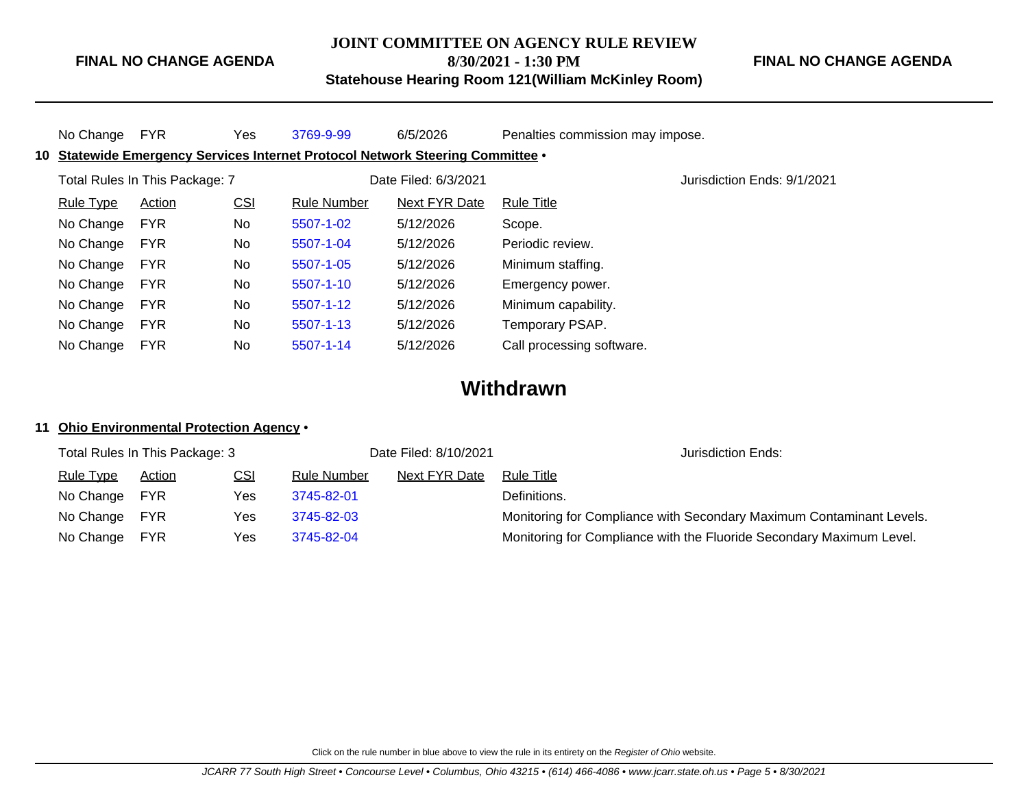| Rule Type | Action | CSI | Rule Number | Next FYR Date | Rule Title |
|---|---|---|---|---|---|
| No Change | FYR | Yes | 3769-9-99 | 6/5/2026 | Penalties commission may impose. |

**10 Statewide Emergency Services Internet Protocol Network Steering Committee •**

Total Rules In This Package: 7 | Date Filed: 6/3/2021 | Jurisdiction Ends: 9/1/2021

| Rule Type | Action | CSI | Rule Number | Next FYR Date | Rule Title |
|---|---|---|---|---|---|
| No Change | FYR | No | 5507-1-02 | 5/12/2026 | Scope. |
| No Change | FYR | No | 5507-1-04 | 5/12/2026 | Periodic review. |
| No Change | FYR | No | 5507-1-05 | 5/12/2026 | Minimum staffing. |
| No Change | FYR | No | 5507-1-10 | 5/12/2026 | Emergency power. |
| No Change | FYR | No | 5507-1-12 | 5/12/2026 | Minimum capability. |
| No Change | FYR | No | 5507-1-13 | 5/12/2026 | Temporary PSAP. |
| No Change | FYR | No | 5507-1-14 | 5/12/2026 | Call processing software. |

# Withdrawn

**11 Ohio Environmental Protection Agency •**

Total Rules In This Package: 3 | Date Filed: 8/10/2021 | Jurisdiction Ends:

| Rule Type | Action | CSI | Rule Number | Next FYR Date | Rule Title |
|---|---|---|---|---|---|
| No Change | FYR | Yes | 3745-82-01 | | Definitions. |
| No Change | FYR | Yes | 3745-82-03 | | Monitoring for Compliance with Secondary Maximum Contaminant Levels. |
| No Change | FYR | Yes | 3745-82-04 | | Monitoring for Compliance with the Fluoride Secondary Maximum Level. |

Click on the rule number in blue above to view the rule in its entirety on the *Register of Ohio* website.